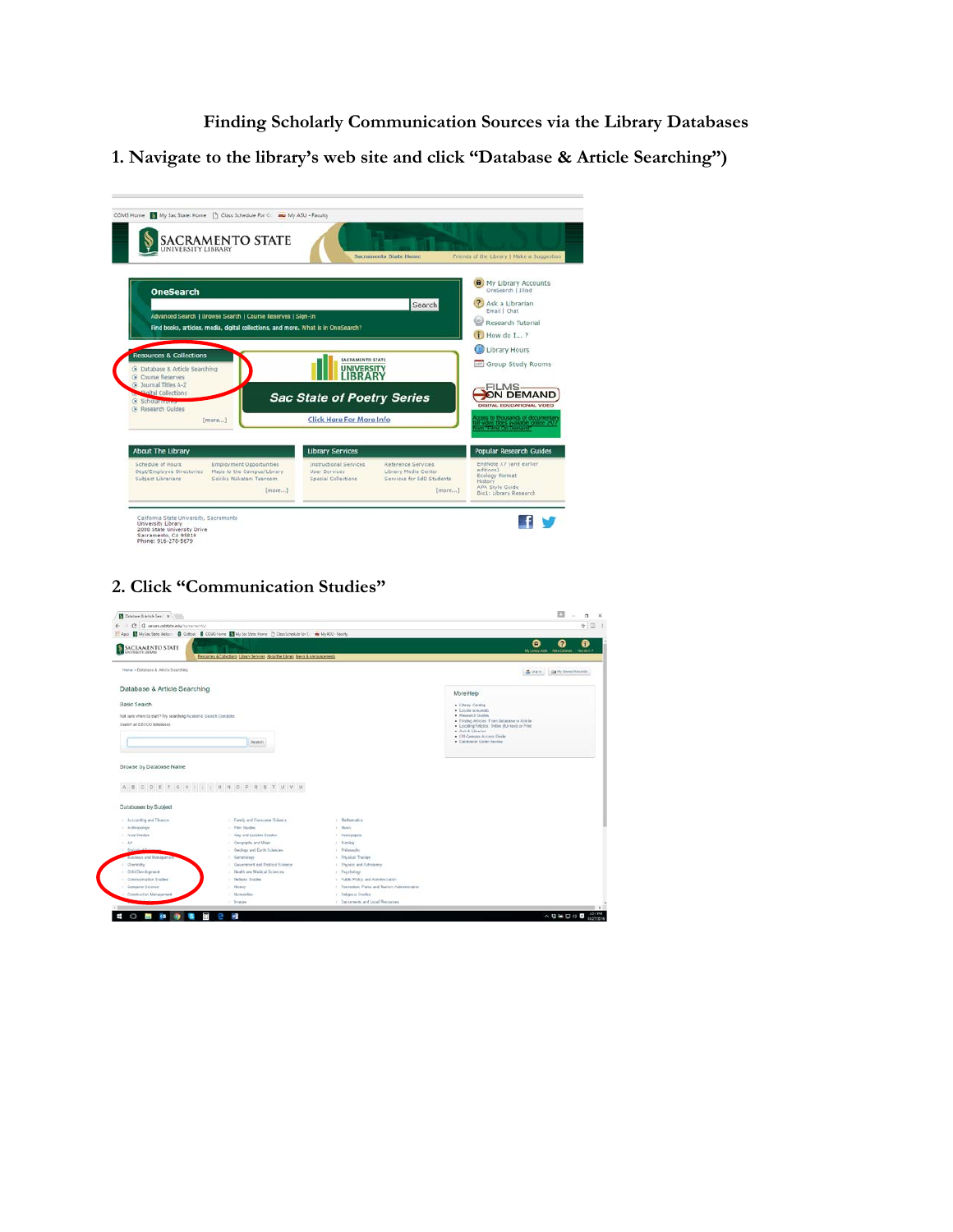# Finding Scholarly Communication Sources via the Library Databases

1. Navigate to the library's web site and click "Database & Article Searching")

2. Click "Communication Studies"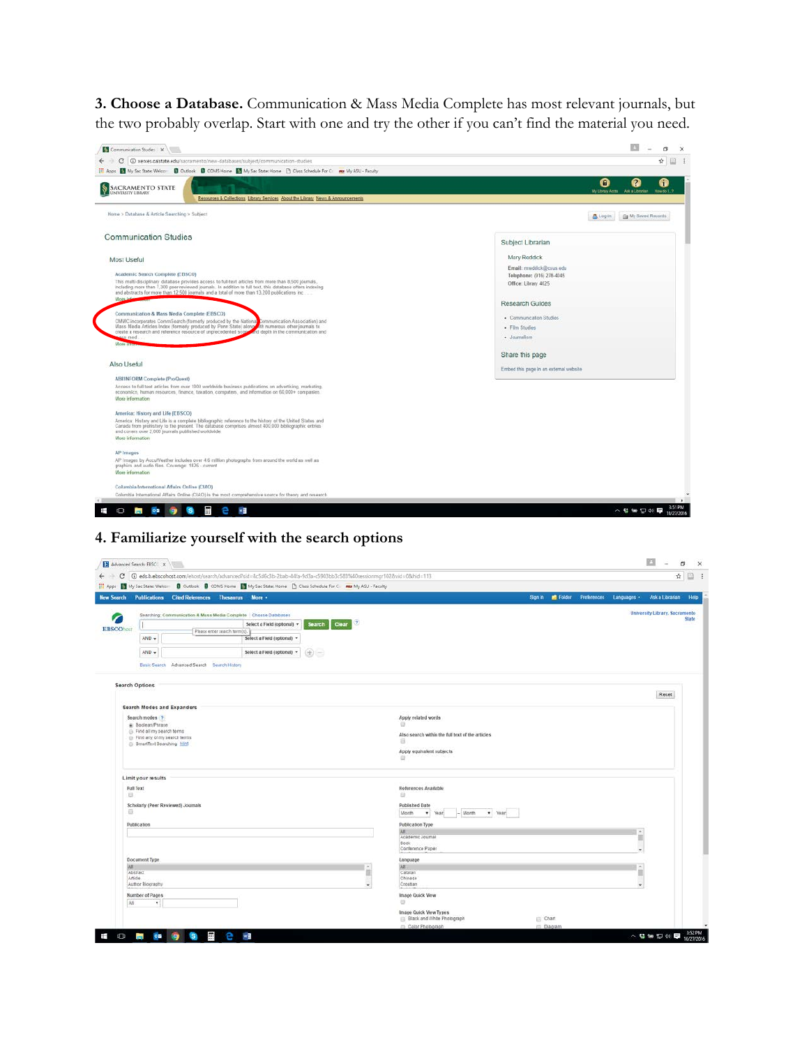**3. Choose a Database.** Communication & Mass Media Complete has most relevant journals, but the two probably overlap. Start with one and try the other if you can't find the material you need.

**4. Familiarize yourself with the search options**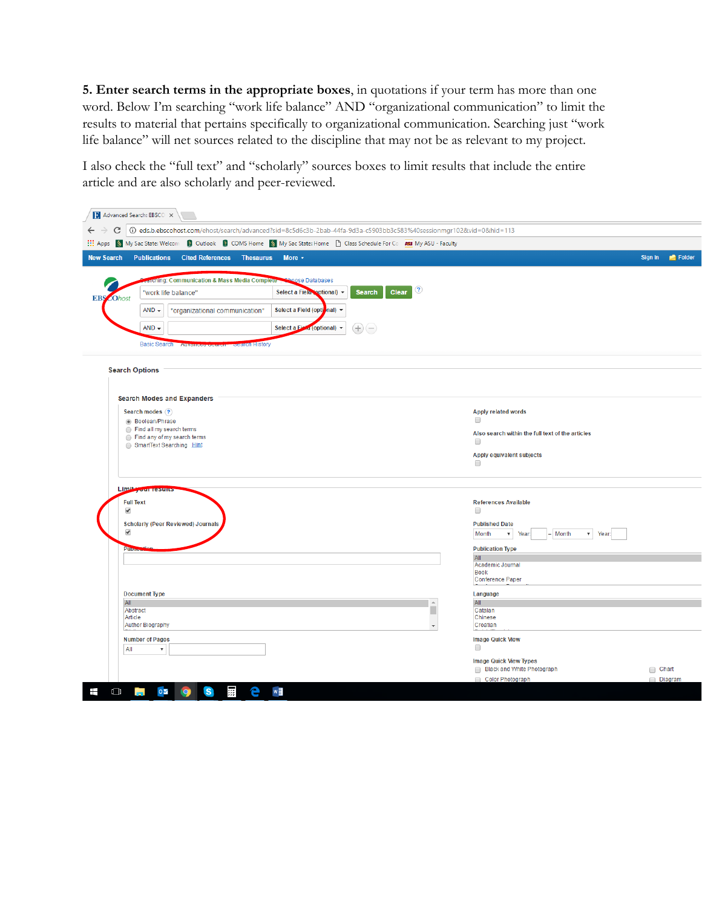**5. Enter search terms in the appropriate boxes**, in quotations if your term has more than one word. Below I'm searching "work life balance" AND "organizational communication" to limit the results to material that pertains specifically to organizational communication. Searching just "work life balance" will net sources related to the discipline that may not be as relevant to my project.

I also check the "full text" and "scholarly" sources boxes to limit results that include the entire article and are also scholarly and peer-reviewed.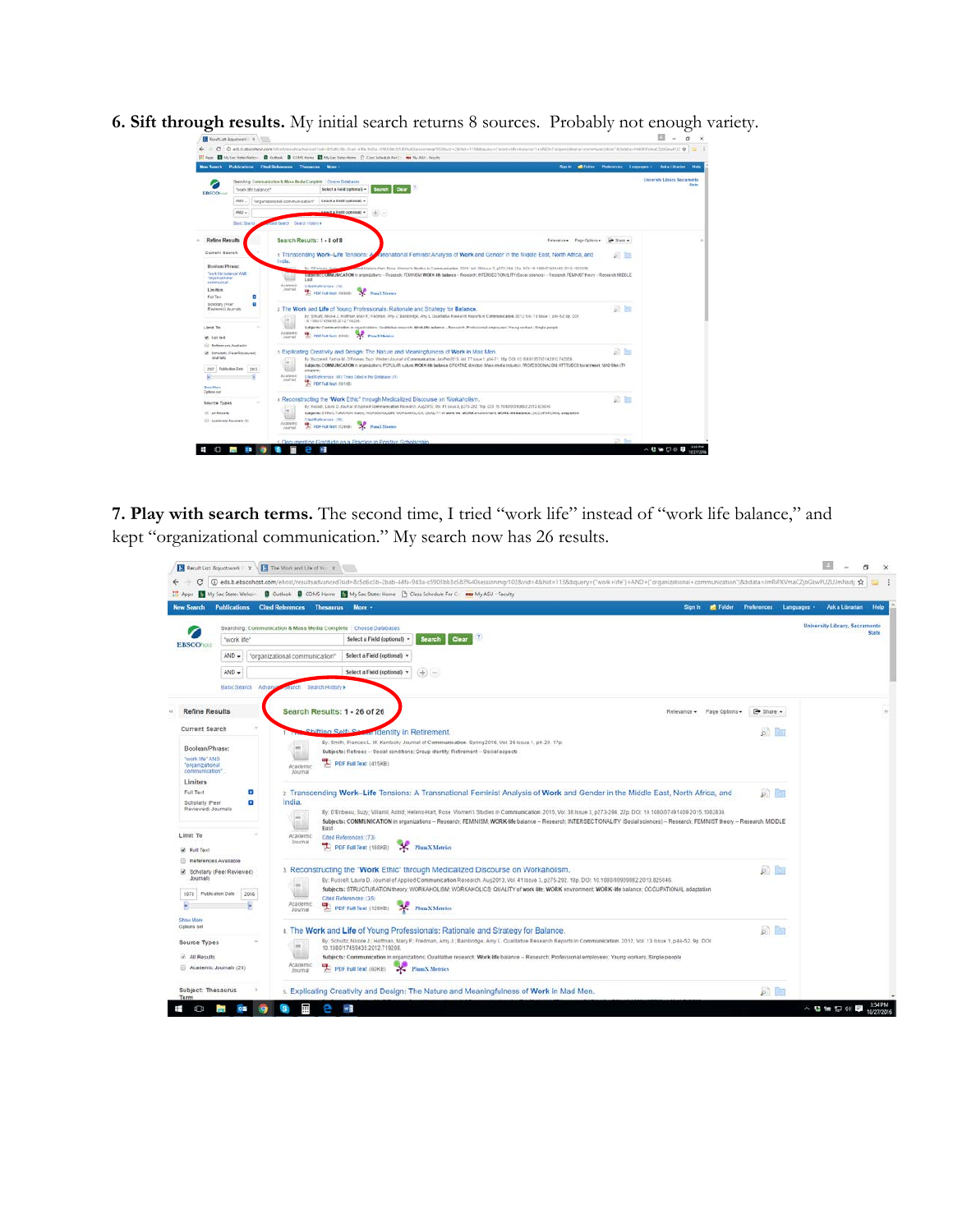**6. Sift through results.** My initial search returns 8 sources. Probably not enough variety.

**7. Play with search terms.** The second time, I tried "work life" instead of "work life balance," and kept "organizational communication." My search now has 26 results.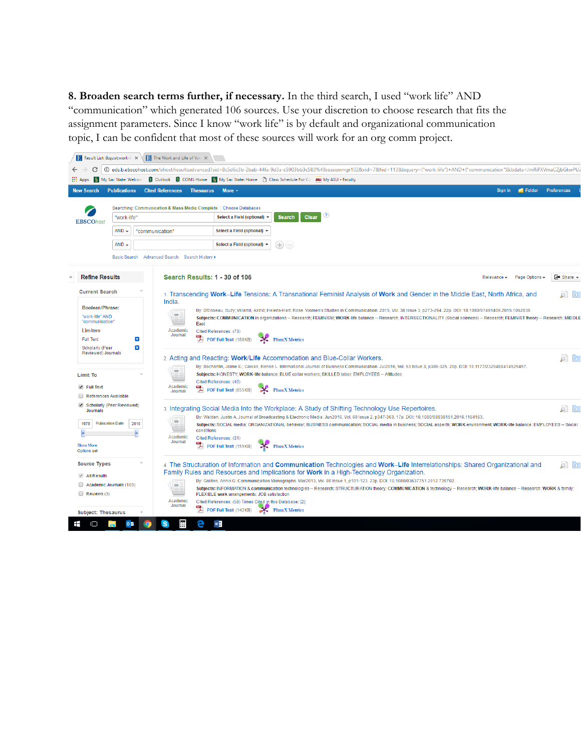**8. Broaden search terms further, if necessary.** In the third search, I used "work life" AND "communication" which generated 106 sources. Use your discretion to choose research that fits the assignment parameters. Since I know "work life" is by default and organizational communication topic, I can be confident that most of these sources will work for an org comm project.

New Search | Publications | Cited References | Thesaurus | More

Searching: Communication & Mass Media Complete | Choose Databases

"work-life" | Select a Field (optional) | Search | Clear

AND | "communication" | Select a Field (optional)

AND | | Select a Field (optional)

Basic Search | Advanced Search | Search History

**Refine Results**

Current Search

Boolean/Phrase:
"work-life" AND "communication"

Limiters
Full Text
Scholarly (Peer Reviewed) Journals

Limit To
Full Text
References Available
Scholarly (Peer Reviewed) Journals

1978 Publication Date 2016

Show More
Options set

Source Types
All Results
Academic Journals (103)
Reviews (3)

Subject: Thesaurus

**Search Results: 1 - 30 of 106**

1. Transcending Work–Life Tensions: A Transnational Feminist Analysis of Work and Gender in the Middle East, North Africa, and India.
By: D'Enbeau, Suzy; Villamil, Astrid; Helens-Hart, Rose. Women's Studies in Communication. 2015, Vol. 38 Issue 3, p273-294. 22p. DOI: 10.1080/07491409.2015.1062838.
Subjects: COMMUNICATION in organizations -- Research; FEMINISM; WORK-life balance -- Research; INTERSECTIONALITY (Social sciences) -- Research; FEMINIST theory -- Research; MIDDLE East
Academic Journal
Cited References: (73)
PDF Full Text (188KB) PlumX Metrics

2. Acting and Reacting: Work/Life Accommodation and Blue-Collar Workers.
By: Bochantin, Jaime E.; Cowan, Renee L. International Journal of Business Communication. Jul2016, Vol. 53 Issue 3, p306-325. 20p. DOI: 10.1177/2329488414525457.
Subjects: HONESTY; WORK-life balance; BLUE collar workers; SKILLED labor; EMPLOYEES -- Attitudes
Academic Journal
Cited References: (40)
PDF Full Text (655KB) PlumX Metrics

3. Integrating Social Media Into the Workplace: A Study of Shifting Technology Use Repertoires.
By: Walden, Justin A. Journal of Broadcasting & Electronic Media. Jun2016, Vol. 60 Issue 2, p347-363. 17p. DOI: 10.1080/08838151.2016.1164163.
Subjects: SOCIAL media; ORGANIZATIONAL behavior; BUSINESS communication; SOCIAL media in business; SOCIAL aspects; WORK environment; WORK-life balance; EMPLOYEES -- Social conditions
Academic Journal
Cited References: (31)
PDF Full Text (155KB) PlumX Metrics

4. The Structuration of Information and Communication Technologies and Work–Life Interrelationships: Shared Organizational and Family Rules and Resources and Implications for Work in a High-Technology Organization.
By: Golden, Annis G. Communication Monographs. Mar2013, Vol. 80 Issue 1, p101-123. 23p. DOI: 10.1080/03637751.2012.739702.
Subjects: INFORMATION & communication technologies -- Research; STRUCTURATION theory; COMMUNICATION & technology -- Research; WORK-life balance -- Research; WORK & family; FLEXIBLE work arrangements; JOB satisfaction
Academic Journal
Cited References: (58) Times Cited in this Database: (2)
PDF Full Text (142KB) PlumX Metrics